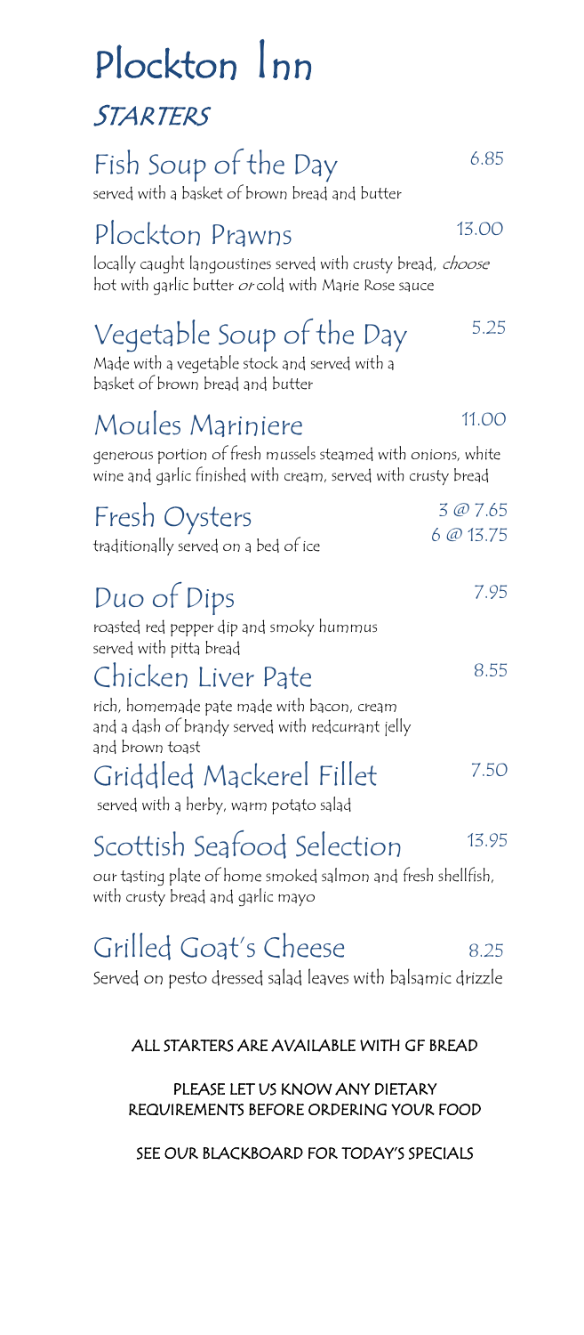# Plockton Inn

## STARTERS

### Fish Soup of the Day — 6.85

served with a basket of brown bread and butter

### Plockton Prawns — 13.00

locally caught langoustines served with crusty bread, *choose* hot with garlic butter *or* cold with Marie Rose sauce

### Vegetable Soup of the Day — 5.25

Made with a vegetable stock and served with a basket of brown bread and butter

### Moules Mariniere — 11.00

generous portion of fresh mussels steamed with onions, white wine and garlic finished with cream, served with crusty bread

### Fresh Oysters — 3 @ 7.65 / 6 @ 13.75

traditionally served on a bed of ice

### Duo of Dips — 7.95

roasted red pepper dip and smoky hummus served with pitta bread

### Chicken Liver Pate — 8.55

rich, homemade pate made with bacon, cream and a dash of brandy served with redcurrant jelly and brown toast

### Griddled Mackerel Fillet — 7.50

served with a herby, warm potato salad

### Scottish Seafood Selection — 13.95

our tasting plate of home smoked salmon and fresh shellfish, with crusty bread and garlic mayo

### Grilled Goat's Cheese — 8.25

Served on pesto dressed salad leaves with balsamic drizzle

ALL STARTERS ARE AVAILABLE WITH GF BREAD

PLEASE LET US KNOW ANY DIETARY REQUIREMENTS BEFORE ORDERING YOUR FOOD

SEE OUR BLACKBOARD FOR TODAY'S SPECIALS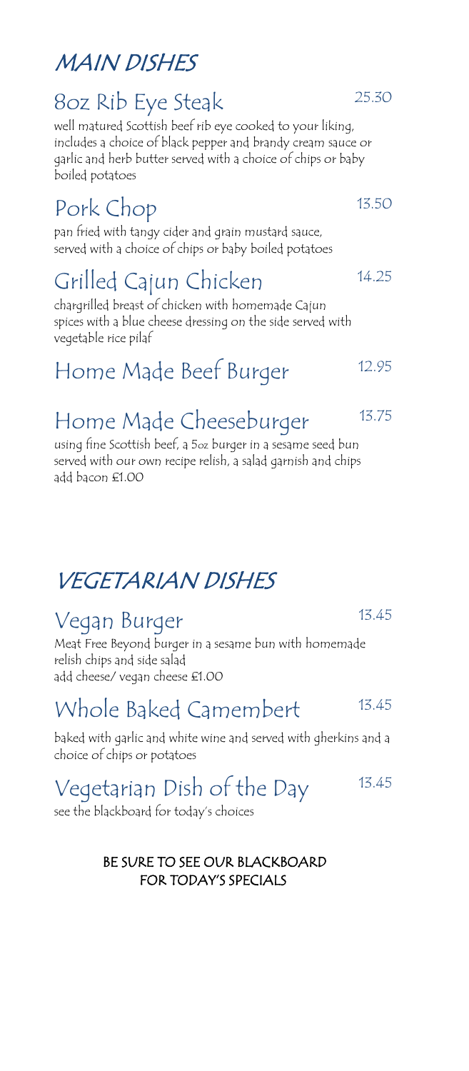# MAIN DISHES

## 8oz Rib Eye Steak 25.30

well matured Scottish beef rib eye cooked to your liking, includes a choice of black pepper and brandy cream sauce or garlic and herb butter served with a choice of chips or baby boiled potatoes

## Pork Chop 13.50

pan fried with tangy cider and grain mustard sauce, served with a choice of chips or baby boiled potatoes

## Grilled Cajun Chicken 14.25

chargrilled breast of chicken with homemade Cajun spices with a blue cheese dressing on the side served with vegetable rice pilaf

## Home Made Beef Burger 12.95

## Home Made Cheeseburger 13.75

using fine Scottish beef, a 5oz burger in a sesame seed bun served with our own recipe relish, a salad garnish and chips
add bacon £1.00

# VEGETARIAN DISHES

## Vegan Burger 13.45

Meat Free Beyond burger in a sesame bun with homemade relish chips and side salad
add cheese/ vegan cheese £1.00

## Whole Baked Camembert 13.45

baked with garlic and white wine and served with gherkins and a choice of chips or potatoes

## Vegetarian Dish of the Day 13.45

see the blackboard for today's choices

**BE SURE TO SEE OUR BLACKBOARD FOR TODAY'S SPECIALS**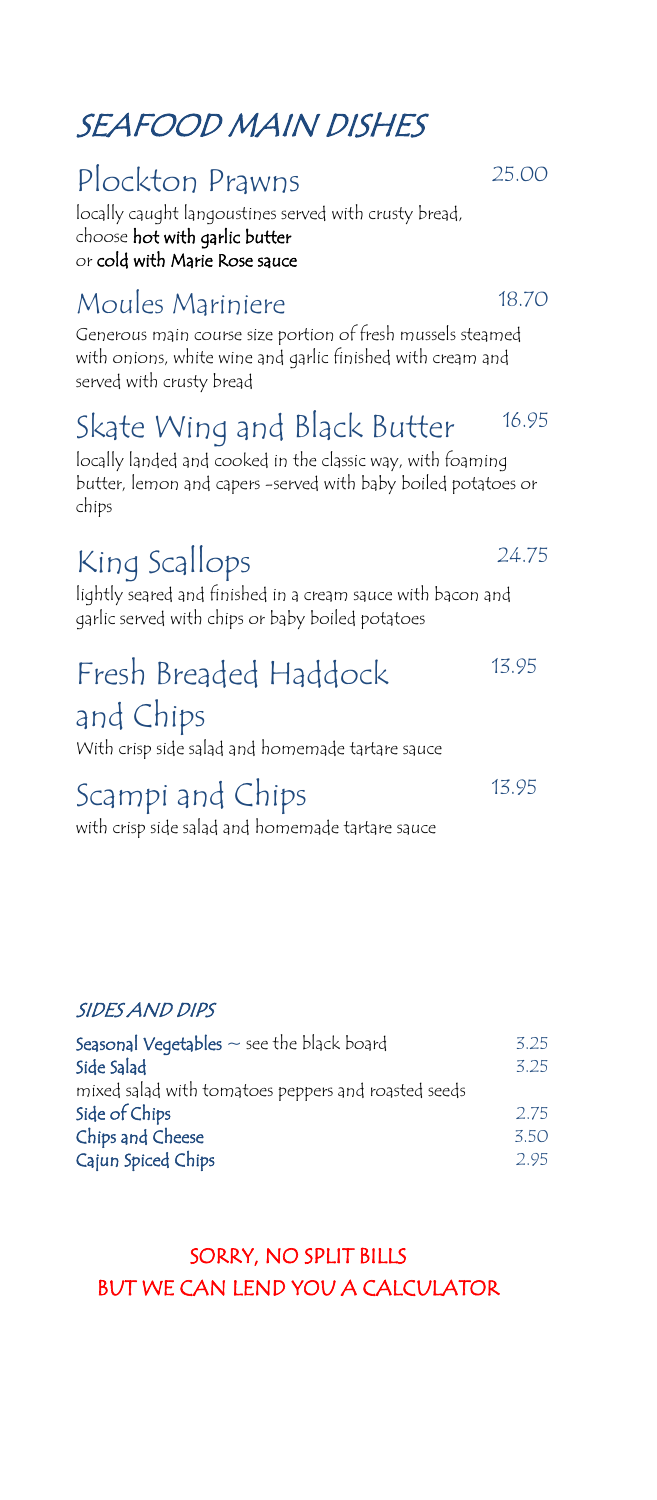# SEAFOOD MAIN DISHES

## Plockton Prawns — 25.00

locally caught langoustines served with crusty bread,
choose **hot with garlic butter**
or **cold with Marie Rose sauce**

## Moules Mariniere — 18.70

Generous main course size portion of fresh mussels steamed with onions, white wine and garlic finished with cream and served with crusty bread

## Skate Wing and Black Butter — 16.95

locally landed and cooked in the classic way, with foaming butter, lemon and capers -served with baby boiled potatoes or chips

## King Scallops — 24.75

lightly seared and finished in a cream sauce with bacon and garlic served with chips or baby boiled potatoes

## Fresh Breaded Haddock and Chips — 13.95

With crisp side salad and homemade tartare sauce

## Scampi and Chips — 13.95

with crisp side salad and homemade tartare sauce

### SIDES AND DIPS

| | |
|---|---|
| **Seasonal Vegetables** ~ see the black board | 3.25 |
| **Side Salad** | 3.25 |
| mixed salad with tomatoes peppers and roasted seeds | |
| **Side of Chips** | 2.75 |
| **Chips and Cheese** | 3.50 |
| **Cajun Spiced Chips** | 2.95 |

SORRY, NO SPLIT BILLS
BUT WE CAN LEND YOU A CALCULATOR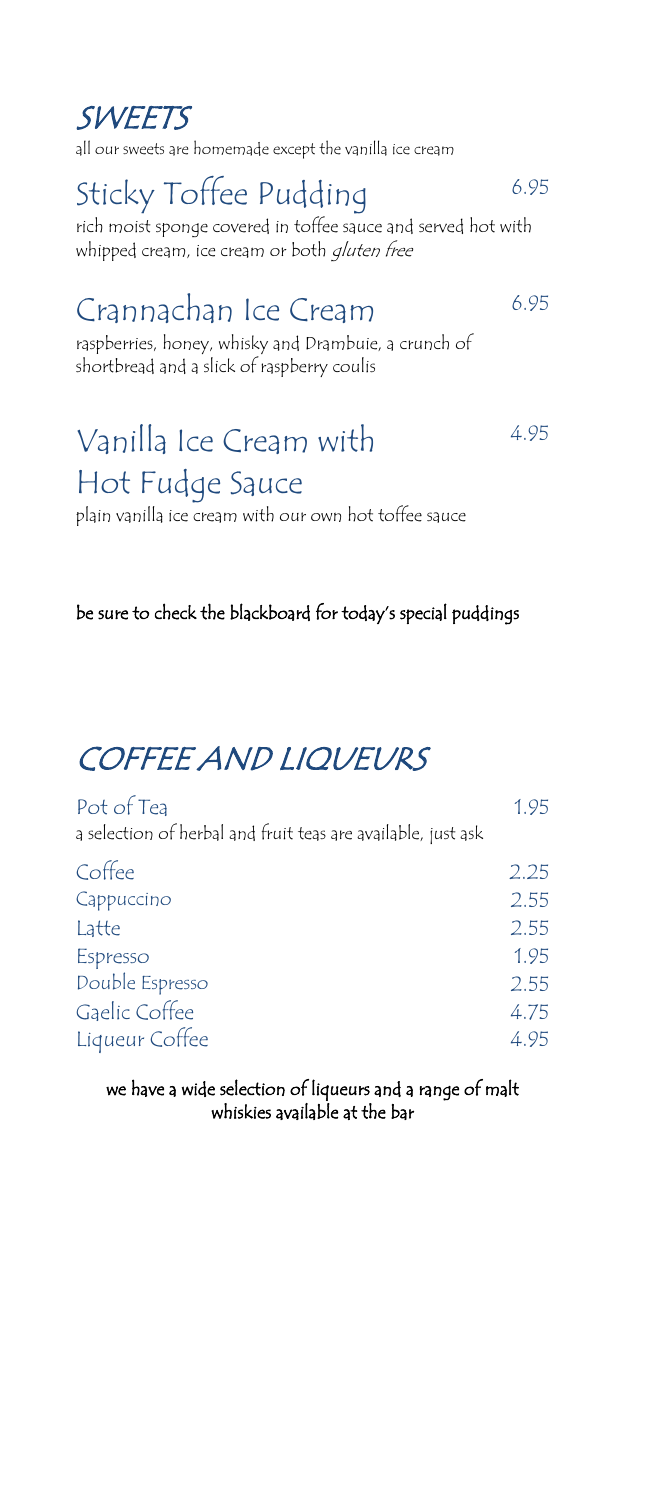# SWEETS

all our sweets are homemade except the vanilla ice cream

## Sticky Toffee Pudding 6.95

rich moist sponge covered in toffee sauce and served hot with whipped cream, ice cream or both *gluten free*

## Crannachan Ice Cream 6.95

raspberries, honey, whisky and Drambuie, a crunch of shortbread and a slick of raspberry coulis

## Vanilla Ice Cream with Hot Fudge Sauce 4.95

plain vanilla ice cream with our own hot toffee sauce

**be sure to check the blackboard for today's special puddings**

# COFFEE AND LIQUEURS

| | |
|---|---|
| Pot of Tea<br>a selection of herbal and fruit teas are available, just ask | 1.95 |
| Coffee | 2.25 |
| Cappuccino | 2.55 |
| Latte | 2.55 |
| Espresso | 1.95 |
| Double Espresso | 2.55 |
| Gaelic Coffee | 4.75 |
| Liqueur Coffee | 4.95 |

**we have a wide selection of liqueurs and a range of malt whiskies available at the bar**